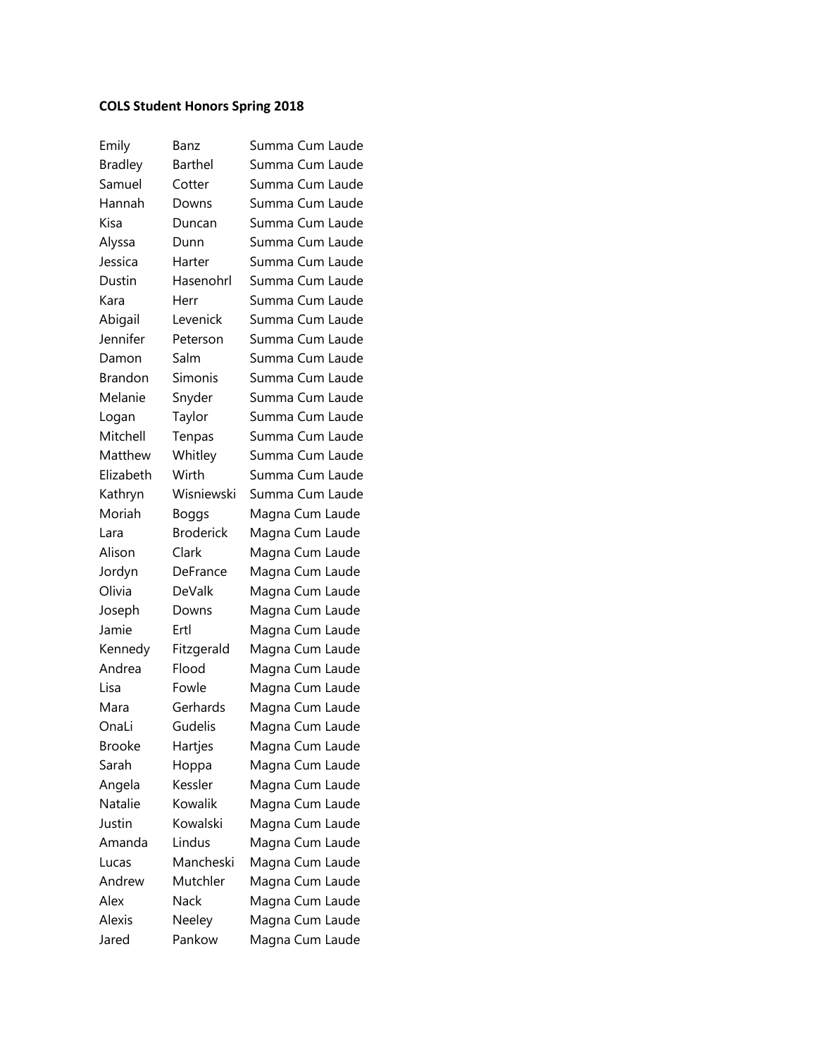**COLS Student Honors Spring 2018**

| | | |
|---|---|---|
| Emily | Banz | Summa Cum Laude |
| Bradley | Barthel | Summa Cum Laude |
| Samuel | Cotter | Summa Cum Laude |
| Hannah | Downs | Summa Cum Laude |
| Kisa | Duncan | Summa Cum Laude |
| Alyssa | Dunn | Summa Cum Laude |
| Jessica | Harter | Summa Cum Laude |
| Dustin | Hasenohrl | Summa Cum Laude |
| Kara | Herr | Summa Cum Laude |
| Abigail | Levenick | Summa Cum Laude |
| Jennifer | Peterson | Summa Cum Laude |
| Damon | Salm | Summa Cum Laude |
| Brandon | Simonis | Summa Cum Laude |
| Melanie | Snyder | Summa Cum Laude |
| Logan | Taylor | Summa Cum Laude |
| Mitchell | Tenpas | Summa Cum Laude |
| Matthew | Whitley | Summa Cum Laude |
| Elizabeth | Wirth | Summa Cum Laude |
| Kathryn | Wisniewski | Summa Cum Laude |
| Moriah | Boggs | Magna Cum Laude |
| Lara | Broderick | Magna Cum Laude |
| Alison | Clark | Magna Cum Laude |
| Jordyn | DeFrance | Magna Cum Laude |
| Olivia | DeValk | Magna Cum Laude |
| Joseph | Downs | Magna Cum Laude |
| Jamie | Ertl | Magna Cum Laude |
| Kennedy | Fitzgerald | Magna Cum Laude |
| Andrea | Flood | Magna Cum Laude |
| Lisa | Fowle | Magna Cum Laude |
| Mara | Gerhards | Magna Cum Laude |
| OnaLi | Gudelis | Magna Cum Laude |
| Brooke | Hartjes | Magna Cum Laude |
| Sarah | Hoppa | Magna Cum Laude |
| Angela | Kessler | Magna Cum Laude |
| Natalie | Kowalik | Magna Cum Laude |
| Justin | Kowalski | Magna Cum Laude |
| Amanda | Lindus | Magna Cum Laude |
| Lucas | Mancheski | Magna Cum Laude |
| Andrew | Mutchler | Magna Cum Laude |
| Alex | Nack | Magna Cum Laude |
| Alexis | Neeley | Magna Cum Laude |
| Jared | Pankow | Magna Cum Laude |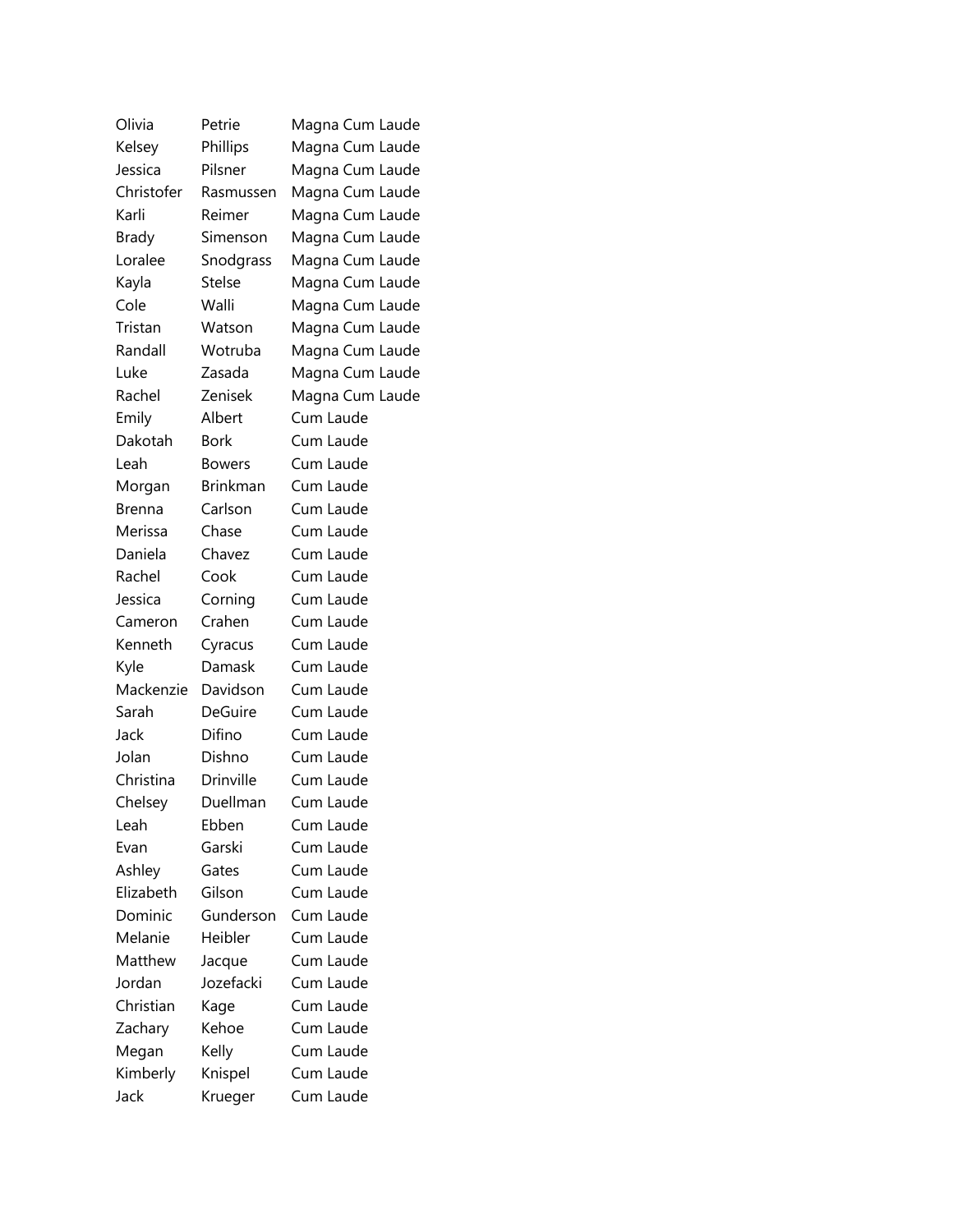| | | |
|---|---|---|
| Olivia | Petrie | Magna Cum Laude |
| Kelsey | Phillips | Magna Cum Laude |
| Jessica | Pilsner | Magna Cum Laude |
| Christofer | Rasmussen | Magna Cum Laude |
| Karli | Reimer | Magna Cum Laude |
| Brady | Simenson | Magna Cum Laude |
| Loralee | Snodgrass | Magna Cum Laude |
| Kayla | Stelse | Magna Cum Laude |
| Cole | Walli | Magna Cum Laude |
| Tristan | Watson | Magna Cum Laude |
| Randall | Wotruba | Magna Cum Laude |
| Luke | Zasada | Magna Cum Laude |
| Rachel | Zenisek | Magna Cum Laude |
| Emily | Albert | Cum Laude |
| Dakotah | Bork | Cum Laude |
| Leah | Bowers | Cum Laude |
| Morgan | Brinkman | Cum Laude |
| Brenna | Carlson | Cum Laude |
| Merissa | Chase | Cum Laude |
| Daniela | Chavez | Cum Laude |
| Rachel | Cook | Cum Laude |
| Jessica | Corning | Cum Laude |
| Cameron | Crahen | Cum Laude |
| Kenneth | Cyracus | Cum Laude |
| Kyle | Damask | Cum Laude |
| Mackenzie | Davidson | Cum Laude |
| Sarah | DeGuire | Cum Laude |
| Jack | Difino | Cum Laude |
| Jolan | Dishno | Cum Laude |
| Christina | Drinville | Cum Laude |
| Chelsey | Duellman | Cum Laude |
| Leah | Ebben | Cum Laude |
| Evan | Garski | Cum Laude |
| Ashley | Gates | Cum Laude |
| Elizabeth | Gilson | Cum Laude |
| Dominic | Gunderson | Cum Laude |
| Melanie | Heibler | Cum Laude |
| Matthew | Jacque | Cum Laude |
| Jordan | Jozefacki | Cum Laude |
| Christian | Kage | Cum Laude |
| Zachary | Kehoe | Cum Laude |
| Megan | Kelly | Cum Laude |
| Kimberly | Knispel | Cum Laude |
| Jack | Krueger | Cum Laude |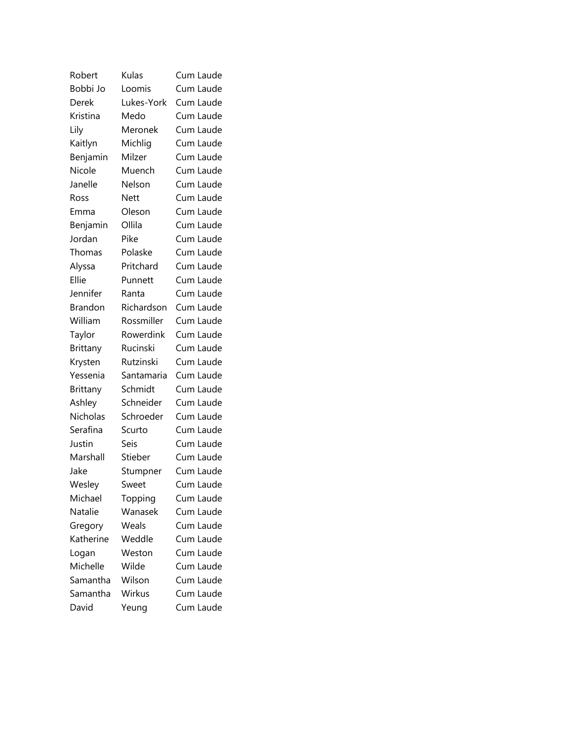| | | |
|---|---|---|
| Robert | Kulas | Cum Laude |
| Bobbi Jo | Loomis | Cum Laude |
| Derek | Lukes-York | Cum Laude |
| Kristina | Medo | Cum Laude |
| Lily | Meronek | Cum Laude |
| Kaitlyn | Michlig | Cum Laude |
| Benjamin | Milzer | Cum Laude |
| Nicole | Muench | Cum Laude |
| Janelle | Nelson | Cum Laude |
| Ross | Nett | Cum Laude |
| Emma | Oleson | Cum Laude |
| Benjamin | Ollila | Cum Laude |
| Jordan | Pike | Cum Laude |
| Thomas | Polaske | Cum Laude |
| Alyssa | Pritchard | Cum Laude |
| Ellie | Punnett | Cum Laude |
| Jennifer | Ranta | Cum Laude |
| Brandon | Richardson | Cum Laude |
| William | Rossmiller | Cum Laude |
| Taylor | Rowerdink | Cum Laude |
| Brittany | Rucinski | Cum Laude |
| Krysten | Rutzinski | Cum Laude |
| Yessenia | Santamaria | Cum Laude |
| Brittany | Schmidt | Cum Laude |
| Ashley | Schneider | Cum Laude |
| Nicholas | Schroeder | Cum Laude |
| Serafina | Scurto | Cum Laude |
| Justin | Seis | Cum Laude |
| Marshall | Stieber | Cum Laude |
| Jake | Stumpner | Cum Laude |
| Wesley | Sweet | Cum Laude |
| Michael | Topping | Cum Laude |
| Natalie | Wanasek | Cum Laude |
| Gregory | Weals | Cum Laude |
| Katherine | Weddle | Cum Laude |
| Logan | Weston | Cum Laude |
| Michelle | Wilde | Cum Laude |
| Samantha | Wilson | Cum Laude |
| Samantha | Wirkus | Cum Laude |
| David | Yeung | Cum Laude |